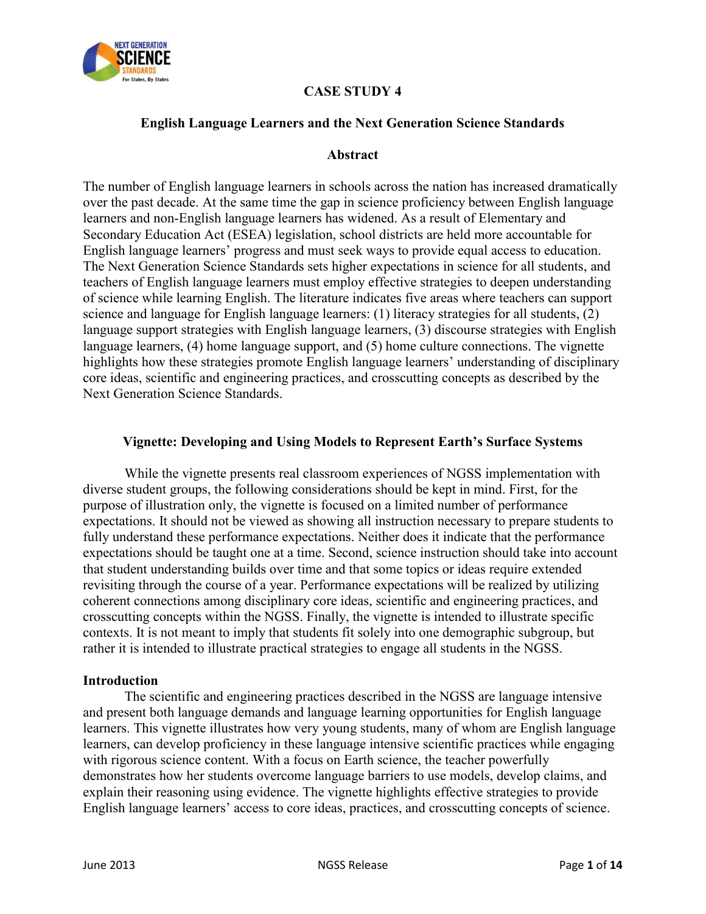# CASE STUDY 4

## English Language Learners and the Next Generation Science Standards

### Abstract

The number of English language learners in schools across the nation has increased dramatically over the past decade. At the same time the gap in science proficiency between English language learners and non-English language learners has widened. As a result of Elementary and Secondary Education Act (ESEA) legislation, school districts are held more accountable for English language learners' progress and must seek ways to provide equal access to education. The Next Generation Science Standards sets higher expectations in science for all students, and teachers of English language learners must employ effective strategies to deepen understanding of science while learning English. The literature indicates five areas where teachers can support science and language for English language learners: (1) literacy strategies for all students, (2) language support strategies with English language learners, (3) discourse strategies with English language learners, (4) home language support, and (5) home culture connections. The vignette highlights how these strategies promote English language learners' understanding of disciplinary core ideas, scientific and engineering practices, and crosscutting concepts as described by the Next Generation Science Standards.

### Vignette: Developing and Using Models to Represent Earth's Surface Systems

While the vignette presents real classroom experiences of NGSS implementation with diverse student groups, the following considerations should be kept in mind. First, for the purpose of illustration only, the vignette is focused on a limited number of performance expectations. It should not be viewed as showing all instruction necessary to prepare students to fully understand these performance expectations. Neither does it indicate that the performance expectations should be taught one at a time. Second, science instruction should take into account that student understanding builds over time and that some topics or ideas require extended revisiting through the course of a year. Performance expectations will be realized by utilizing coherent connections among disciplinary core ideas, scientific and engineering practices, and crosscutting concepts within the NGSS. Finally, the vignette is intended to illustrate specific contexts. It is not meant to imply that students fit solely into one demographic subgroup, but rather it is intended to illustrate practical strategies to engage all students in the NGSS.

**Introduction**

The scientific and engineering practices described in the NGSS are language intensive and present both language demands and language learning opportunities for English language learners. This vignette illustrates how very young students, many of whom are English language learners, can develop proficiency in these language intensive scientific practices while engaging with rigorous science content. With a focus on Earth science, the teacher powerfully demonstrates how her students overcome language barriers to use models, develop claims, and explain their reasoning using evidence. The vignette highlights effective strategies to provide English language learners' access to core ideas, practices, and crosscutting concepts of science.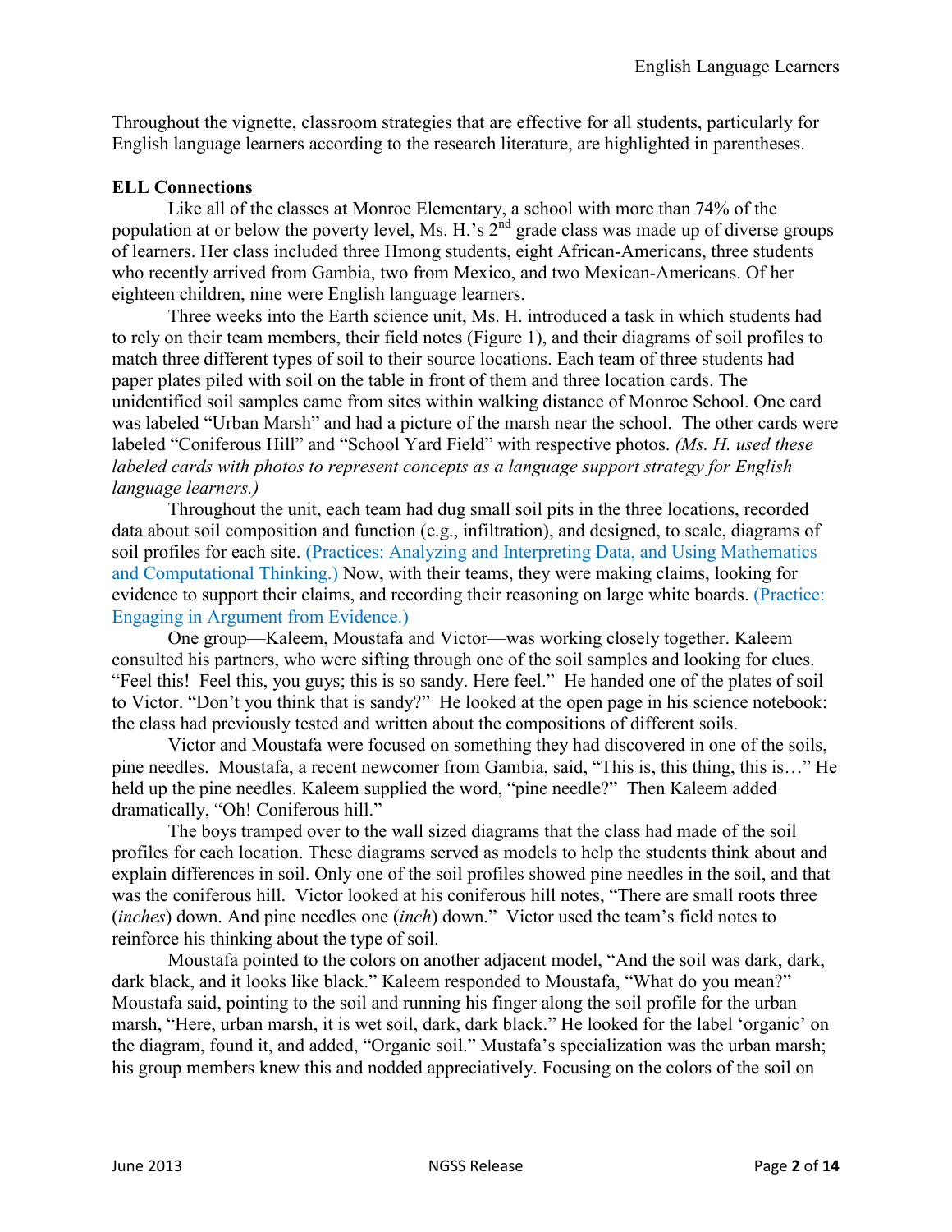Throughout the vignette, classroom strategies that are effective for all students, particularly for English language learners according to the research literature, are highlighted in parentheses.

**ELL Connections**

Like all of the classes at Monroe Elementary, a school with more than 74% of the population at or below the poverty level, Ms. H.'s 2nd grade class was made up of diverse groups of learners. Her class included three Hmong students, eight African-Americans, three students who recently arrived from Gambia, two from Mexico, and two Mexican-Americans. Of her eighteen children, nine were English language learners.

Three weeks into the Earth science unit, Ms. H. introduced a task in which students had to rely on their team members, their field notes (Figure 1), and their diagrams of soil profiles to match three different types of soil to their source locations. Each team of three students had paper plates piled with soil on the table in front of them and three location cards. The unidentified soil samples came from sites within walking distance of Monroe School. One card was labeled "Urban Marsh" and had a picture of the marsh near the school. The other cards were labeled "Coniferous Hill" and "School Yard Field" with respective photos. *(Ms. H. used these labeled cards with photos to represent concepts as a language support strategy for English language learners.)*

Throughout the unit, each team had dug small soil pits in the three locations, recorded data about soil composition and function (e.g., infiltration), and designed, to scale, diagrams of soil profiles for each site. (Practices: Analyzing and Interpreting Data, and Using Mathematics and Computational Thinking.) Now, with their teams, they were making claims, looking for evidence to support their claims, and recording their reasoning on large white boards. (Practice: Engaging in Argument from Evidence.)

One group—Kaleem, Moustafa and Victor—was working closely together. Kaleem consulted his partners, who were sifting through one of the soil samples and looking for clues. "Feel this! Feel this, you guys; this is so sandy. Here feel." He handed one of the plates of soil to Victor. "Don't you think that is sandy?" He looked at the open page in his science notebook: the class had previously tested and written about the compositions of different soils.

Victor and Moustafa were focused on something they had discovered in one of the soils, pine needles. Moustafa, a recent newcomer from Gambia, said, "This is, this thing, this is…" He held up the pine needles. Kaleem supplied the word, "pine needle?" Then Kaleem added dramatically, "Oh! Coniferous hill."

The boys tramped over to the wall sized diagrams that the class had made of the soil profiles for each location. These diagrams served as models to help the students think about and explain differences in soil. Only one of the soil profiles showed pine needles in the soil, and that was the coniferous hill. Victor looked at his coniferous hill notes, "There are small roots three (*inches*) down. And pine needles one (*inch*) down." Victor used the team's field notes to reinforce his thinking about the type of soil.

Moustafa pointed to the colors on another adjacent model, "And the soil was dark, dark, dark black, and it looks like black." Kaleem responded to Moustafa, "What do you mean?" Moustafa said, pointing to the soil and running his finger along the soil profile for the urban marsh, "Here, urban marsh, it is wet soil, dark, dark black." He looked for the label 'organic' on the diagram, found it, and added, "Organic soil." Mustafa's specialization was the urban marsh; his group members knew this and nodded appreciatively. Focusing on the colors of the soil on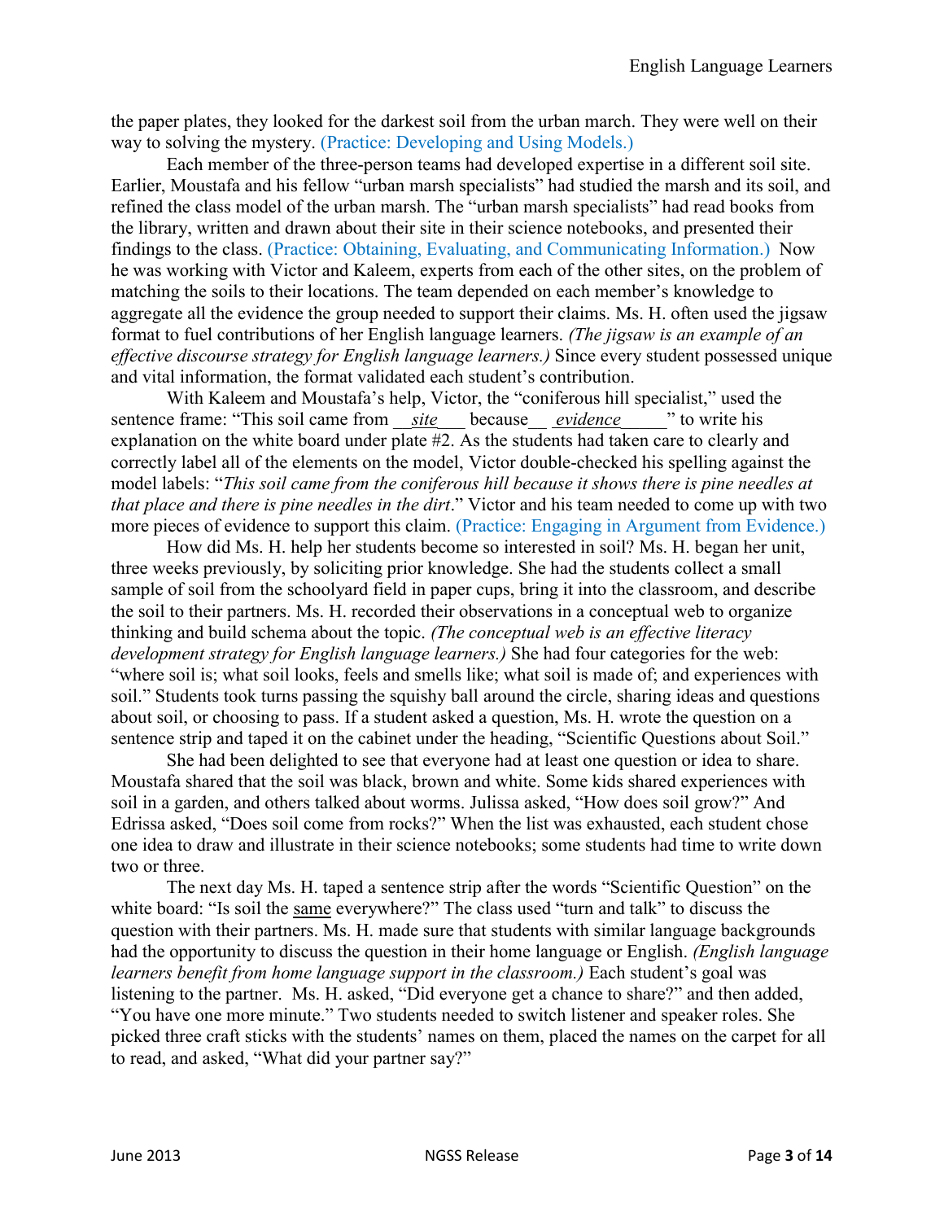the paper plates, they looked for the darkest soil from the urban march. They were well on their way to solving the mystery. (Practice: Developing and Using Models.)

Each member of the three-person teams had developed expertise in a different soil site. Earlier, Moustafa and his fellow "urban marsh specialists" had studied the marsh and its soil, and refined the class model of the urban marsh. The "urban marsh specialists" had read books from the library, written and drawn about their site in their science notebooks, and presented their findings to the class. (Practice: Obtaining, Evaluating, and Communicating Information.) Now he was working with Victor and Kaleem, experts from each of the other sites, on the problem of matching the soils to their locations. The team depended on each member's knowledge to aggregate all the evidence the group needed to support their claims. Ms. H. often used the jigsaw format to fuel contributions of her English language learners. *(The jigsaw is an example of an effective discourse strategy for English language learners.)* Since every student possessed unique and vital information, the format validated each student's contribution.

With Kaleem and Moustafa's help, Victor, the "coniferous hill specialist," used the sentence frame: "This soil came from __*site*___ because__ *evidence*_____" to write his explanation on the white board under plate #2. As the students had taken care to clearly and correctly label all of the elements on the model, Victor double-checked his spelling against the model labels: "*This soil came from the coniferous hill because it shows there is pine needles at that place and there is pine needles in the dirt*." Victor and his team needed to come up with two more pieces of evidence to support this claim. (Practice: Engaging in Argument from Evidence.)

How did Ms. H. help her students become so interested in soil? Ms. H. began her unit, three weeks previously, by soliciting prior knowledge. She had the students collect a small sample of soil from the schoolyard field in paper cups, bring it into the classroom, and describe the soil to their partners. Ms. H. recorded their observations in a conceptual web to organize thinking and build schema about the topic. *(The conceptual web is an effective literacy development strategy for English language learners.)* She had four categories for the web: "where soil is; what soil looks, feels and smells like; what soil is made of; and experiences with soil." Students took turns passing the squishy ball around the circle, sharing ideas and questions about soil, or choosing to pass. If a student asked a question, Ms. H. wrote the question on a sentence strip and taped it on the cabinet under the heading, "Scientific Questions about Soil."

She had been delighted to see that everyone had at least one question or idea to share. Moustafa shared that the soil was black, brown and white. Some kids shared experiences with soil in a garden, and others talked about worms. Julissa asked, "How does soil grow?" And Edrissa asked, "Does soil come from rocks?" When the list was exhausted, each student chose one idea to draw and illustrate in their science notebooks; some students had time to write down two or three.

The next day Ms. H. taped a sentence strip after the words "Scientific Question" on the white board: "Is soil the <u>same</u> everywhere?" The class used "turn and talk" to discuss the question with their partners. Ms. H. made sure that students with similar language backgrounds had the opportunity to discuss the question in their home language or English. *(English language learners benefit from home language support in the classroom.)* Each student's goal was listening to the partner. Ms. H. asked, "Did everyone get a chance to share?" and then added, "You have one more minute." Two students needed to switch listener and speaker roles. She picked three craft sticks with the students' names on them, placed the names on the carpet for all to read, and asked, "What did your partner say?"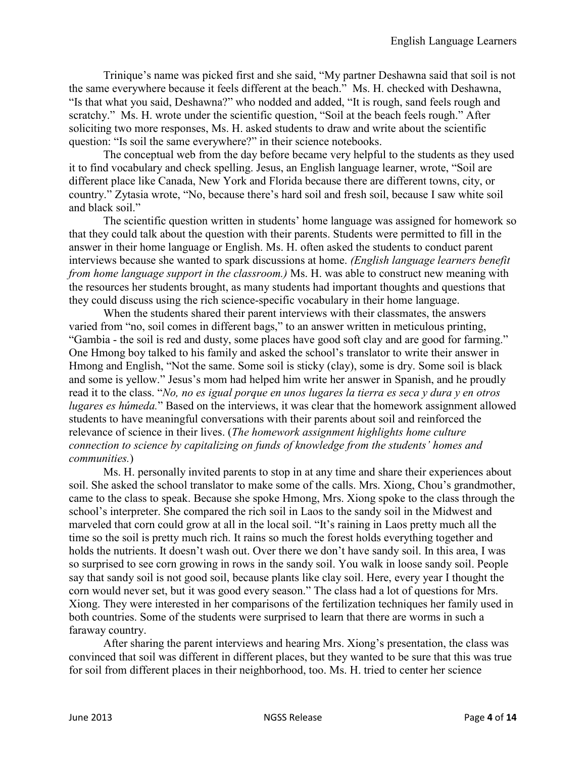Trinique's name was picked first and she said, "My partner Deshawna said that soil is not the same everywhere because it feels different at the beach." Ms. H. checked with Deshawna, "Is that what you said, Deshawna?" who nodded and added, "It is rough, sand feels rough and scratchy." Ms. H. wrote under the scientific question, "Soil at the beach feels rough." After soliciting two more responses, Ms. H. asked students to draw and write about the scientific question: "Is soil the same everywhere?" in their science notebooks.

The conceptual web from the day before became very helpful to the students as they used it to find vocabulary and check spelling. Jesus, an English language learner, wrote, "Soil are different place like Canada, New York and Florida because there are different towns, city, or country." Zytasia wrote, "No, because there's hard soil and fresh soil, because I saw white soil and black soil."

The scientific question written in students' home language was assigned for homework so that they could talk about the question with their parents. Students were permitted to fill in the answer in their home language or English. Ms. H. often asked the students to conduct parent interviews because she wanted to spark discussions at home. *(English language learners benefit from home language support in the classroom.)* Ms. H. was able to construct new meaning with the resources her students brought, as many students had important thoughts and questions that they could discuss using the rich science-specific vocabulary in their home language.

When the students shared their parent interviews with their classmates, the answers varied from "no, soil comes in different bags," to an answer written in meticulous printing, "Gambia - the soil is red and dusty, some places have good soft clay and are good for farming." One Hmong boy talked to his family and asked the school's translator to write their answer in Hmong and English, "Not the same. Some soil is sticky (clay), some is dry. Some soil is black and some is yellow." Jesus's mom had helped him write her answer in Spanish, and he proudly read it to the class. "*No, no es igual porque en unos lugares la tierra es seca y dura y en otros lugares es húmeda.*" Based on the interviews, it was clear that the homework assignment allowed students to have meaningful conversations with their parents about soil and reinforced the relevance of science in their lives. (*The homework assignment highlights home culture connection to science by capitalizing on funds of knowledge from the students' homes and communities.*)

Ms. H. personally invited parents to stop in at any time and share their experiences about soil. She asked the school translator to make some of the calls. Mrs. Xiong, Chou's grandmother, came to the class to speak. Because she spoke Hmong, Mrs. Xiong spoke to the class through the school's interpreter. She compared the rich soil in Laos to the sandy soil in the Midwest and marveled that corn could grow at all in the local soil. "It's raining in Laos pretty much all the time so the soil is pretty much rich. It rains so much the forest holds everything together and holds the nutrients. It doesn't wash out. Over there we don't have sandy soil. In this area, I was so surprised to see corn growing in rows in the sandy soil. You walk in loose sandy soil. People say that sandy soil is not good soil, because plants like clay soil. Here, every year I thought the corn would never set, but it was good every season." The class had a lot of questions for Mrs. Xiong. They were interested in her comparisons of the fertilization techniques her family used in both countries. Some of the students were surprised to learn that there are worms in such a faraway country.

After sharing the parent interviews and hearing Mrs. Xiong's presentation, the class was convinced that soil was different in different places, but they wanted to be sure that this was true for soil from different places in their neighborhood, too. Ms. H. tried to center her science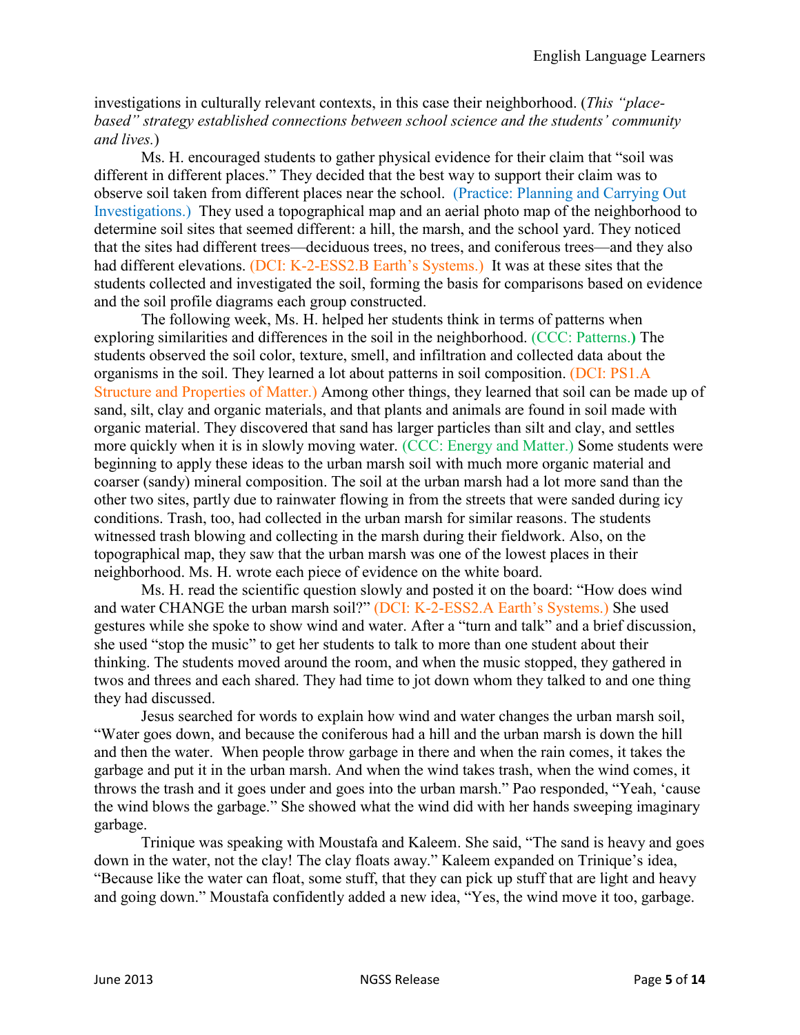investigations in culturally relevant contexts, in this case their neighborhood. (*This "place-based" strategy established connections between school science and the students' community and lives.*)

Ms. H. encouraged students to gather physical evidence for their claim that "soil was different in different places." They decided that the best way to support their claim was to observe soil taken from different places near the school. (Practice: Planning and Carrying Out Investigations.) They used a topographical map and an aerial photo map of the neighborhood to determine soil sites that seemed different: a hill, the marsh, and the school yard. They noticed that the sites had different trees—deciduous trees, no trees, and coniferous trees—and they also had different elevations. (DCI: K-2-ESS2.B Earth's Systems.) It was at these sites that the students collected and investigated the soil, forming the basis for comparisons based on evidence and the soil profile diagrams each group constructed.

The following week, Ms. H. helped her students think in terms of patterns when exploring similarities and differences in the soil in the neighborhood. (CCC: Patterns.**)** The students observed the soil color, texture, smell, and infiltration and collected data about the organisms in the soil. They learned a lot about patterns in soil composition. (DCI: PS1.A Structure and Properties of Matter.) Among other things, they learned that soil can be made up of sand, silt, clay and organic materials, and that plants and animals are found in soil made with organic material. They discovered that sand has larger particles than silt and clay, and settles more quickly when it is in slowly moving water. (CCC: Energy and Matter.) Some students were beginning to apply these ideas to the urban marsh soil with much more organic material and coarser (sandy) mineral composition. The soil at the urban marsh had a lot more sand than the other two sites, partly due to rainwater flowing in from the streets that were sanded during icy conditions. Trash, too, had collected in the urban marsh for similar reasons. The students witnessed trash blowing and collecting in the marsh during their fieldwork. Also, on the topographical map, they saw that the urban marsh was one of the lowest places in their neighborhood. Ms. H. wrote each piece of evidence on the white board.

Ms. H. read the scientific question slowly and posted it on the board: "How does wind and water CHANGE the urban marsh soil?" (DCI: K-2-ESS2.A Earth's Systems.) She used gestures while she spoke to show wind and water. After a "turn and talk" and a brief discussion, she used "stop the music" to get her students to talk to more than one student about their thinking. The students moved around the room, and when the music stopped, they gathered in twos and threes and each shared. They had time to jot down whom they talked to and one thing they had discussed.

Jesus searched for words to explain how wind and water changes the urban marsh soil, "Water goes down, and because the coniferous had a hill and the urban marsh is down the hill and then the water. When people throw garbage in there and when the rain comes, it takes the garbage and put it in the urban marsh. And when the wind takes trash, when the wind comes, it throws the trash and it goes under and goes into the urban marsh." Pao responded, "Yeah, 'cause the wind blows the garbage." She showed what the wind did with her hands sweeping imaginary garbage.

Trinique was speaking with Moustafa and Kaleem. She said, "The sand is heavy and goes down in the water, not the clay! The clay floats away." Kaleem expanded on Trinique's idea, "Because like the water can float, some stuff, that they can pick up stuff that are light and heavy and going down." Moustafa confidently added a new idea, "Yes, the wind move it too, garbage.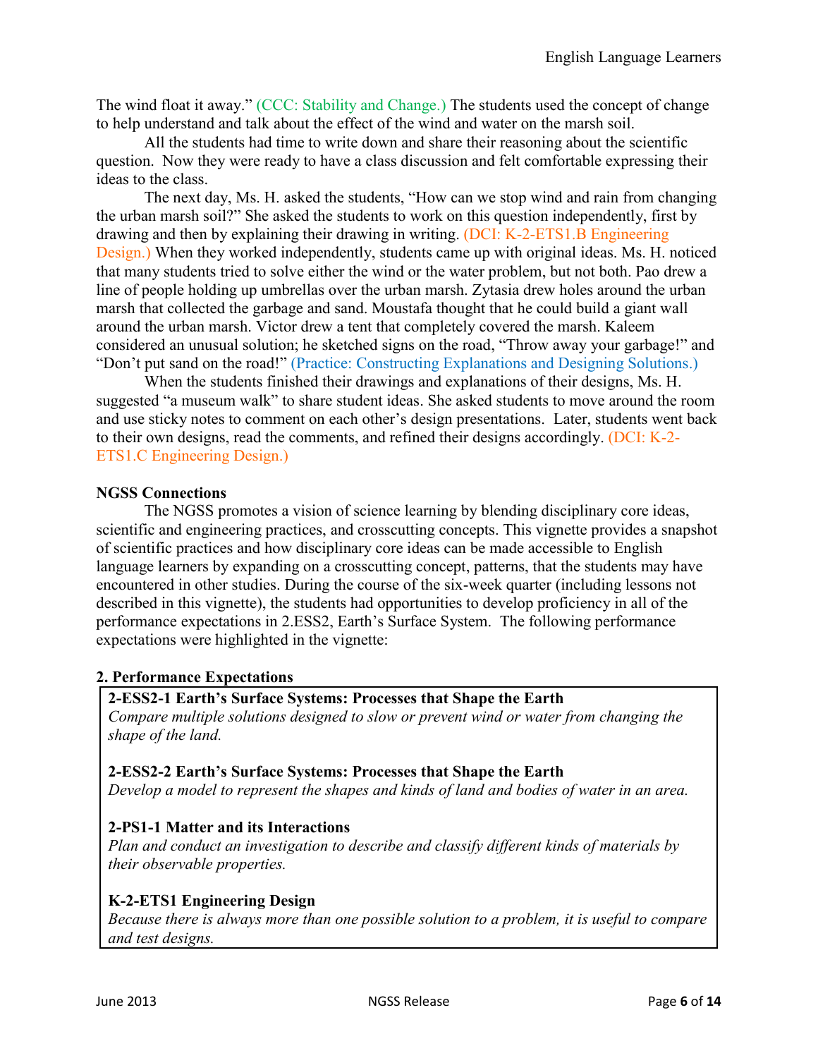The wind float it away." (CCC: Stability and Change.) The students used the concept of change to help understand and talk about the effect of the wind and water on the marsh soil.

All the students had time to write down and share their reasoning about the scientific question. Now they were ready to have a class discussion and felt comfortable expressing their ideas to the class.

The next day, Ms. H. asked the students, "How can we stop wind and rain from changing the urban marsh soil?" She asked the students to work on this question independently, first by drawing and then by explaining their drawing in writing. (DCI: K-2-ETS1.B Engineering Design.) When they worked independently, students came up with original ideas. Ms. H. noticed that many students tried to solve either the wind or the water problem, but not both. Pao drew a line of people holding up umbrellas over the urban marsh. Zytasia drew holes around the urban marsh that collected the garbage and sand. Moustafa thought that he could build a giant wall around the urban marsh. Victor drew a tent that completely covered the marsh. Kaleem considered an unusual solution; he sketched signs on the road, "Throw away your garbage!" and "Don't put sand on the road!" (Practice: Constructing Explanations and Designing Solutions.)

When the students finished their drawings and explanations of their designs, Ms. H. suggested "a museum walk" to share student ideas. She asked students to move around the room and use sticky notes to comment on each other's design presentations. Later, students went back to their own designs, read the comments, and refined their designs accordingly. (DCI: K-2-ETS1.C Engineering Design.)

**NGSS Connections**

The NGSS promotes a vision of science learning by blending disciplinary core ideas, scientific and engineering practices, and crosscutting concepts. This vignette provides a snapshot of scientific practices and how disciplinary core ideas can be made accessible to English language learners by expanding on a crosscutting concept, patterns, that the students may have encountered in other studies. During the course of the six-week quarter (including lessons not described in this vignette), the students had opportunities to develop proficiency in all of the performance expectations in 2.ESS2, Earth's Surface System. The following performance expectations were highlighted in the vignette:

**2. Performance Expectations**

**2-ESS2-1 Earth's Surface Systems: Processes that Shape the Earth**
*Compare multiple solutions designed to slow or prevent wind or water from changing the shape of the land.*

**2-ESS2-2 Earth's Surface Systems: Processes that Shape the Earth**
*Develop a model to represent the shapes and kinds of land and bodies of water in an area.*

**2-PS1-1 Matter and its Interactions**
*Plan and conduct an investigation to describe and classify different kinds of materials by their observable properties.*

**K-2-ETS1 Engineering Design**
*Because there is always more than one possible solution to a problem, it is useful to compare and test designs.*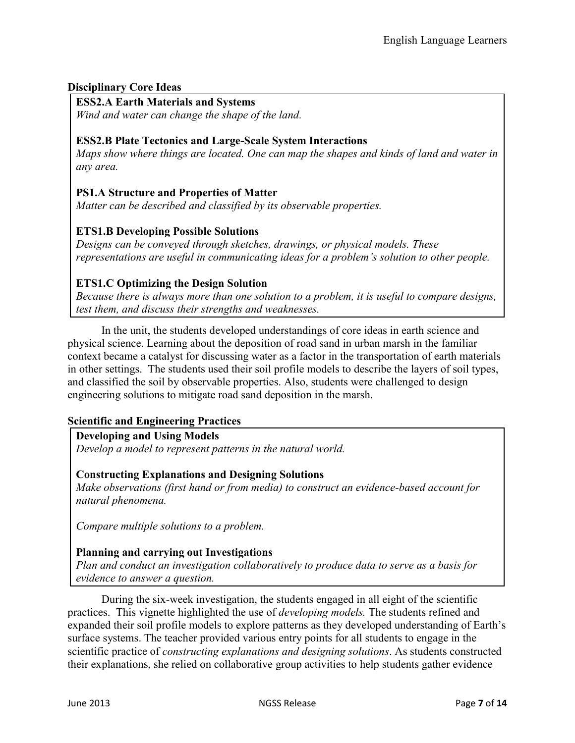**Disciplinary Core Ideas**

**ESS2.A Earth Materials and Systems**
*Wind and water can change the shape of the land.*

**ESS2.B Plate Tectonics and Large-Scale System Interactions**
*Maps show where things are located. One can map the shapes and kinds of land and water in any area.*

**PS1.A Structure and Properties of Matter**
*Matter can be described and classified by its observable properties.*

**ETS1.B Developing Possible Solutions**
*Designs can be conveyed through sketches, drawings, or physical models. These representations are useful in communicating ideas for a problem's solution to other people.*

**ETS1.C Optimizing the Design Solution**
*Because there is always more than one solution to a problem, it is useful to compare designs, test them, and discuss their strengths and weaknesses.*

In the unit, the students developed understandings of core ideas in earth science and physical science. Learning about the deposition of road sand in urban marsh in the familiar context became a catalyst for discussing water as a factor in the transportation of earth materials in other settings. The students used their soil profile models to describe the layers of soil types, and classified the soil by observable properties. Also, students were challenged to design engineering solutions to mitigate road sand deposition in the marsh.

**Scientific and Engineering Practices**

**Developing and Using Models**
*Develop a model to represent patterns in the natural world.*

**Constructing Explanations and Designing Solutions**
*Make observations (first hand or from media) to construct an evidence-based account for natural phenomena.*

*Compare multiple solutions to a problem.*

**Planning and carrying out Investigations**
*Plan and conduct an investigation collaboratively to produce data to serve as a basis for evidence to answer a question.*

During the six-week investigation, the students engaged in all eight of the scientific practices. This vignette highlighted the use of *developing models.* The students refined and expanded their soil profile models to explore patterns as they developed understanding of Earth's surface systems. The teacher provided various entry points for all students to engage in the scientific practice of *constructing explanations and designing solutions*. As students constructed their explanations, she relied on collaborative group activities to help students gather evidence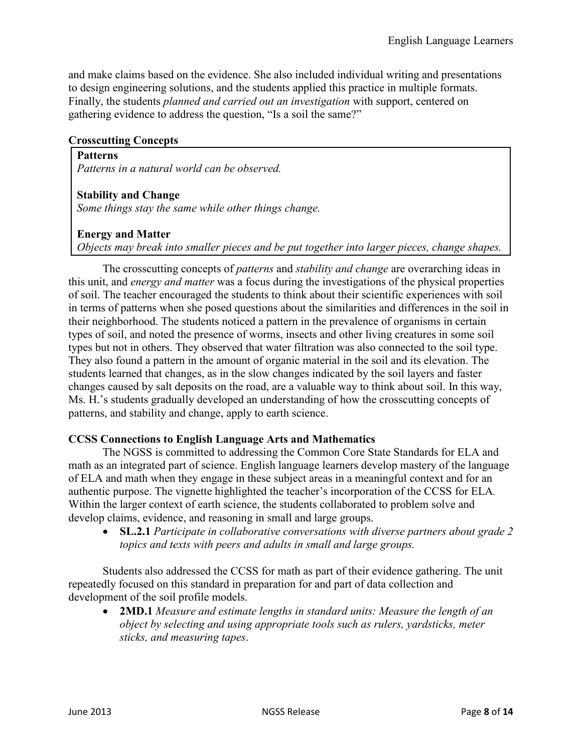and make claims based on the evidence. She also included individual writing and presentations to design engineering solutions, and the students applied this practice in multiple formats. Finally, the students *planned and carried out an investigation* with support, centered on gathering evidence to address the question, "Is a soil the same?"

**Crosscutting Concepts**

> **Patterns**
> *Patterns in a natural world can be observed.*
>
> **Stability and Change**
> *Some things stay the same while other things change.*
>
> **Energy and Matter**
> *Objects may break into smaller pieces and be put together into larger pieces, change shapes.*

The crosscutting concepts of *patterns* and *stability and change* are overarching ideas in this unit, and *energy and matter* was a focus during the investigations of the physical properties of soil. The teacher encouraged the students to think about their scientific experiences with soil in terms of patterns when she posed questions about the similarities and differences in the soil in their neighborhood. The students noticed a pattern in the prevalence of organisms in certain types of soil, and noted the presence of worms, insects and other living creatures in some soil types but not in others. They observed that water filtration was also connected to the soil type. They also found a pattern in the amount of organic material in the soil and its elevation. The students learned that changes, as in the slow changes indicated by the soil layers and faster changes caused by salt deposits on the road, are a valuable way to think about soil. In this way, Ms. H.'s students gradually developed an understanding of how the crosscutting concepts of patterns, and stability and change, apply to earth science.

**CCSS Connections to English Language Arts and Mathematics**

The NGSS is committed to addressing the Common Core State Standards for ELA and math as an integrated part of science. English language learners develop mastery of the language of ELA and math when they engage in these subject areas in a meaningful context and for an authentic purpose. The vignette highlighted the teacher's incorporation of the CCSS for ELA. Within the larger context of earth science, the students collaborated to problem solve and develop claims, evidence, and reasoning in small and large groups.

- **SL.2.1** *Participate in collaborative conversations with diverse partners about grade 2 topics and texts with peers and adults in small and large groups.*

Students also addressed the CCSS for math as part of their evidence gathering. The unit repeatedly focused on this standard in preparation for and part of data collection and development of the soil profile models.

- **2MD.1** *Measure and estimate lengths in standard units: Measure the length of an object by selecting and using appropriate tools such as rulers, yardsticks, meter sticks, and measuring tapes*.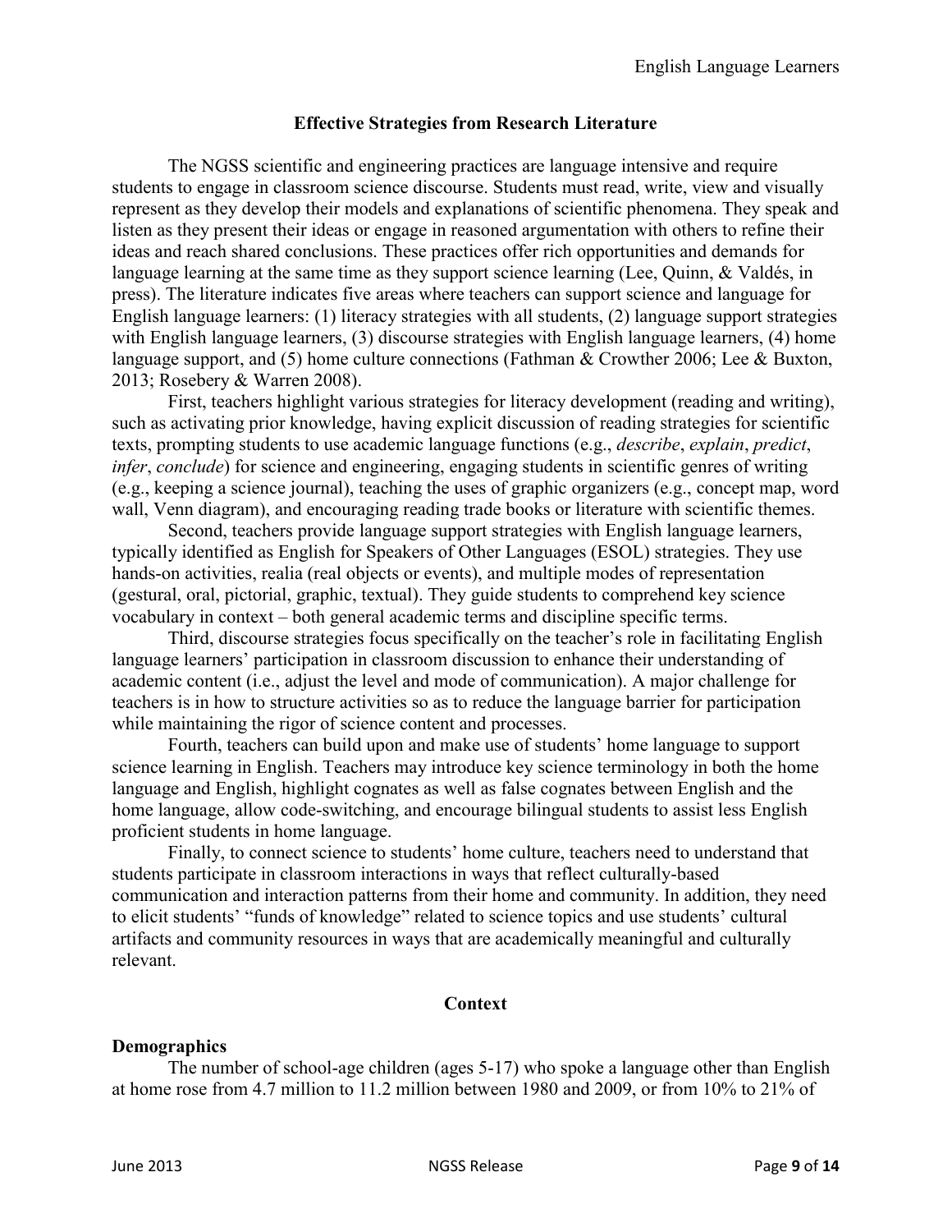## Effective Strategies from Research Literature

The NGSS scientific and engineering practices are language intensive and require students to engage in classroom science discourse. Students must read, write, view and visually represent as they develop their models and explanations of scientific phenomena. They speak and listen as they present their ideas or engage in reasoned argumentation with others to refine their ideas and reach shared conclusions. These practices offer rich opportunities and demands for language learning at the same time as they support science learning (Lee, Quinn, & Valdés, in press). The literature indicates five areas where teachers can support science and language for English language learners: (1) literacy strategies with all students, (2) language support strategies with English language learners, (3) discourse strategies with English language learners, (4) home language support, and (5) home culture connections (Fathman & Crowther 2006; Lee & Buxton, 2013; Rosebery & Warren 2008).

First, teachers highlight various strategies for literacy development (reading and writing), such as activating prior knowledge, having explicit discussion of reading strategies for scientific texts, prompting students to use academic language functions (e.g., *describe*, *explain*, *predict*, *infer*, *conclude*) for science and engineering, engaging students in scientific genres of writing (e.g., keeping a science journal), teaching the uses of graphic organizers (e.g., concept map, word wall, Venn diagram), and encouraging reading trade books or literature with scientific themes.

Second, teachers provide language support strategies with English language learners, typically identified as English for Speakers of Other Languages (ESOL) strategies. They use hands-on activities, realia (real objects or events), and multiple modes of representation (gestural, oral, pictorial, graphic, textual). They guide students to comprehend key science vocabulary in context – both general academic terms and discipline specific terms.

Third, discourse strategies focus specifically on the teacher's role in facilitating English language learners' participation in classroom discussion to enhance their understanding of academic content (i.e., adjust the level and mode of communication). A major challenge for teachers is in how to structure activities so as to reduce the language barrier for participation while maintaining the rigor of science content and processes.

Fourth, teachers can build upon and make use of students' home language to support science learning in English. Teachers may introduce key science terminology in both the home language and English, highlight cognates as well as false cognates between English and the home language, allow code-switching, and encourage bilingual students to assist less English proficient students in home language.

Finally, to connect science to students' home culture, teachers need to understand that students participate in classroom interactions in ways that reflect culturally-based communication and interaction patterns from their home and community. In addition, they need to elicit students' "funds of knowledge" related to science topics and use students' cultural artifacts and community resources in ways that are academically meaningful and culturally relevant.

## Context

### Demographics

The number of school-age children (ages 5-17) who spoke a language other than English at home rose from 4.7 million to 11.2 million between 1980 and 2009, or from 10% to 21% of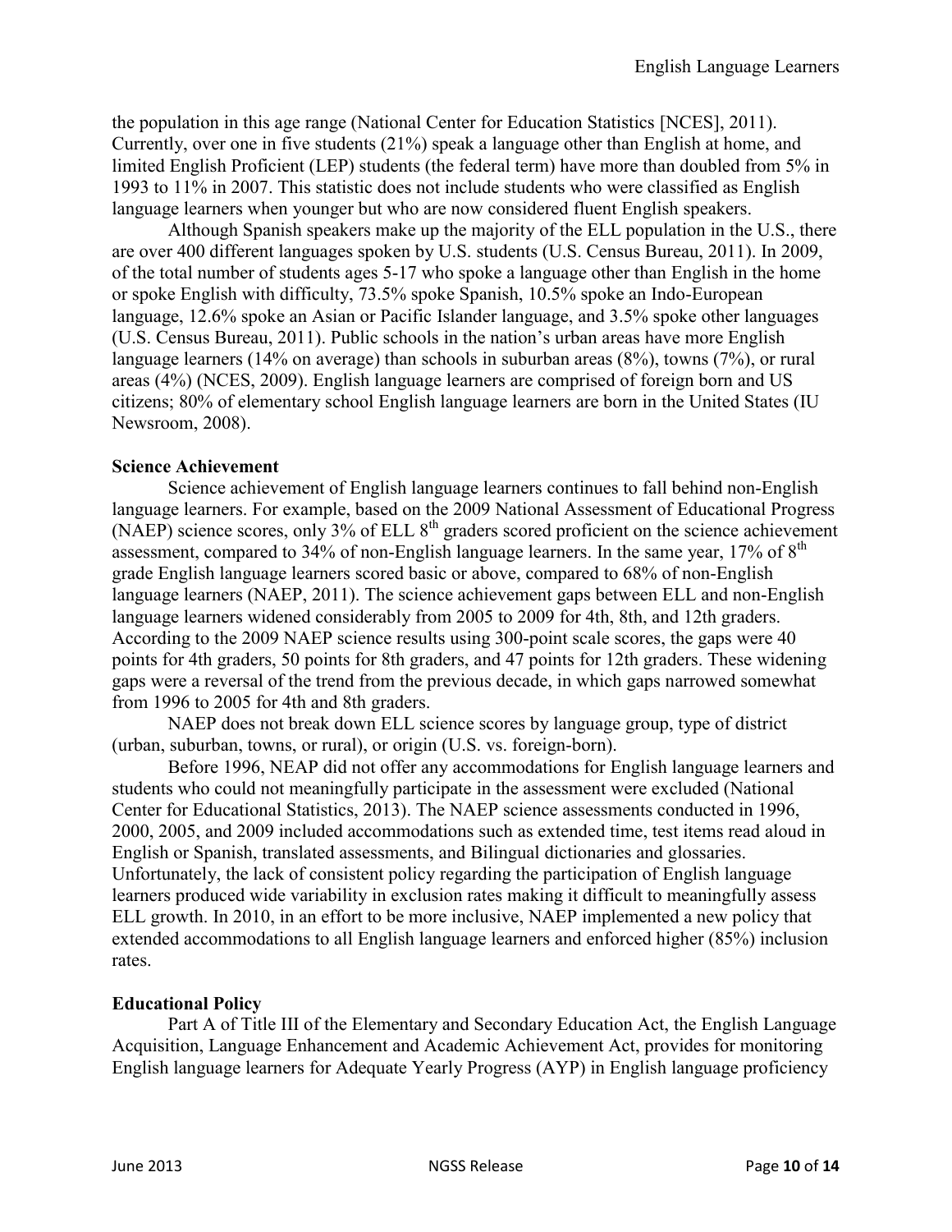the population in this age range (National Center for Education Statistics [NCES], 2011). Currently, over one in five students (21%) speak a language other than English at home, and limited English Proficient (LEP) students (the federal term) have more than doubled from 5% in 1993 to 11% in 2007. This statistic does not include students who were classified as English language learners when younger but who are now considered fluent English speakers.

Although Spanish speakers make up the majority of the ELL population in the U.S., there are over 400 different languages spoken by U.S. students (U.S. Census Bureau, 2011). In 2009, of the total number of students ages 5-17 who spoke a language other than English in the home or spoke English with difficulty, 73.5% spoke Spanish, 10.5% spoke an Indo-European language, 12.6% spoke an Asian or Pacific Islander language, and 3.5% spoke other languages (U.S. Census Bureau, 2011). Public schools in the nation's urban areas have more English language learners (14% on average) than schools in suburban areas (8%), towns (7%), or rural areas (4%) (NCES, 2009). English language learners are comprised of foreign born and US citizens; 80% of elementary school English language learners are born in the United States (IU Newsroom, 2008).

**Science Achievement**

Science achievement of English language learners continues to fall behind non-English language learners. For example, based on the 2009 National Assessment of Educational Progress (NAEP) science scores, only 3% of ELL 8th graders scored proficient on the science achievement assessment, compared to 34% of non-English language learners. In the same year, 17% of 8th grade English language learners scored basic or above, compared to 68% of non-English language learners (NAEP, 2011). The science achievement gaps between ELL and non-English language learners widened considerably from 2005 to 2009 for 4th, 8th, and 12th graders. According to the 2009 NAEP science results using 300-point scale scores, the gaps were 40 points for 4th graders, 50 points for 8th graders, and 47 points for 12th graders. These widening gaps were a reversal of the trend from the previous decade, in which gaps narrowed somewhat from 1996 to 2005 for 4th and 8th graders.

NAEP does not break down ELL science scores by language group, type of district (urban, suburban, towns, or rural), or origin (U.S. vs. foreign-born).

Before 1996, NEAP did not offer any accommodations for English language learners and students who could not meaningfully participate in the assessment were excluded (National Center for Educational Statistics, 2013). The NAEP science assessments conducted in 1996, 2000, 2005, and 2009 included accommodations such as extended time, test items read aloud in English or Spanish, translated assessments, and Bilingual dictionaries and glossaries. Unfortunately, the lack of consistent policy regarding the participation of English language learners produced wide variability in exclusion rates making it difficult to meaningfully assess ELL growth. In 2010, in an effort to be more inclusive, NAEP implemented a new policy that extended accommodations to all English language learners and enforced higher (85%) inclusion rates.

**Educational Policy**

Part A of Title III of the Elementary and Secondary Education Act, the English Language Acquisition, Language Enhancement and Academic Achievement Act, provides for monitoring English language learners for Adequate Yearly Progress (AYP) in English language proficiency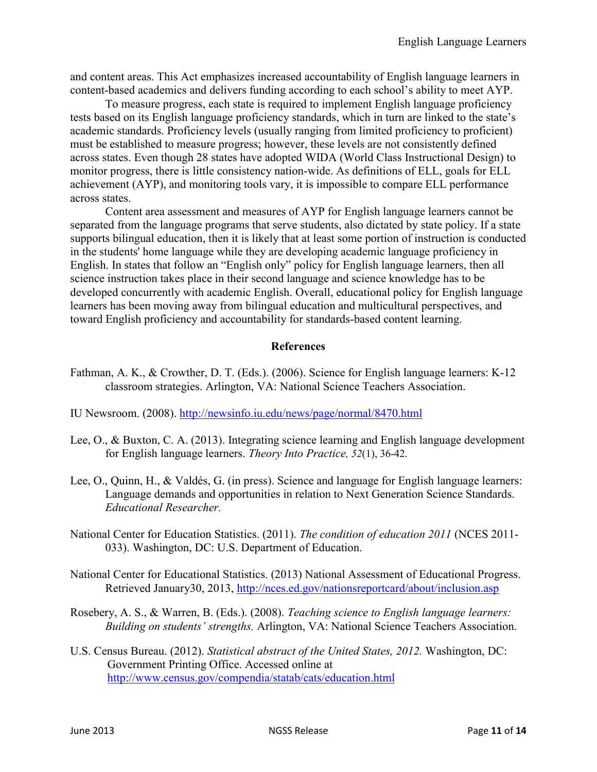and content areas. This Act emphasizes increased accountability of English language learners in content-based academics and delivers funding according to each school's ability to meet AYP.

To measure progress, each state is required to implement English language proficiency tests based on its English language proficiency standards, which in turn are linked to the state's academic standards. Proficiency levels (usually ranging from limited proficiency to proficient) must be established to measure progress; however, these levels are not consistently defined across states. Even though 28 states have adopted WIDA (World Class Instructional Design) to monitor progress, there is little consistency nation-wide. As definitions of ELL, goals for ELL achievement (AYP), and monitoring tools vary, it is impossible to compare ELL performance across states.

Content area assessment and measures of AYP for English language learners cannot be separated from the language programs that serve students, also dictated by state policy. If a state supports bilingual education, then it is likely that at least some portion of instruction is conducted in the students' home language while they are developing academic language proficiency in English. In states that follow an "English only" policy for English language learners, then all science instruction takes place in their second language and science knowledge has to be developed concurrently with academic English. Overall, educational policy for English language learners has been moving away from bilingual education and multicultural perspectives, and toward English proficiency and accountability for standards-based content learning.

## References

Fathman, A. K., & Crowther, D. T. (Eds.). (2006). Science for English language learners: K-12 classroom strategies. Arlington, VA: National Science Teachers Association.

IU Newsroom. (2008). http://newsinfo.iu.edu/news/page/normal/8470.html

Lee, O., & Buxton, C. A. (2013). Integrating science learning and English language development for English language learners. *Theory Into Practice, 52*(1), 36-42.

Lee, O., Quinn, H., & Valdés, G. (in press). Science and language for English language learners: Language demands and opportunities in relation to Next Generation Science Standards. *Educational Researcher.*

National Center for Education Statistics. (2011). *The condition of education 2011* (NCES 2011-033). Washington, DC: U.S. Department of Education.

National Center for Educational Statistics. (2013) National Assessment of Educational Progress. Retrieved January30, 2013, http://nces.ed.gov/nationsreportcard/about/inclusion.asp

Rosebery, A. S., & Warren, B. (Eds.). (2008). *Teaching science to English language learners: Building on students' strengths.* Arlington, VA: National Science Teachers Association.

U.S. Census Bureau. (2012). *Statistical abstract of the United States, 2012.* Washington, DC: Government Printing Office. Accessed online at http://www.census.gov/compendia/statab/cats/education.html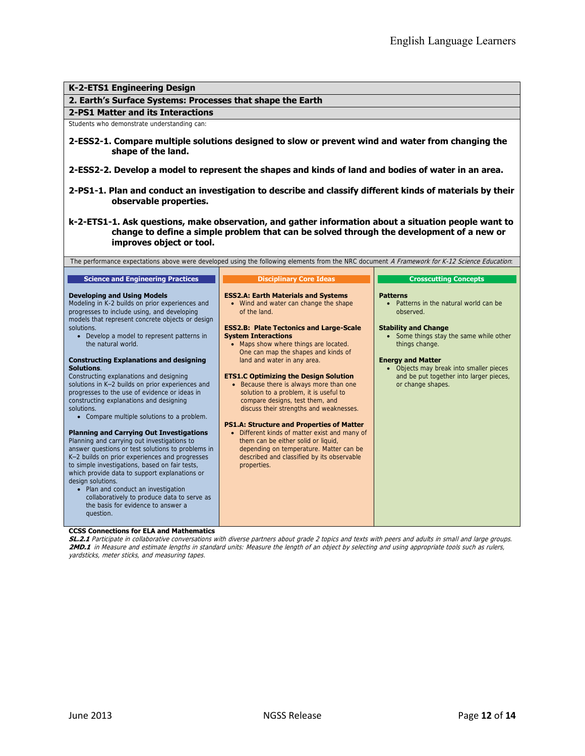**K-2-ETS1 Engineering Design**

**2. Earth's Surface Systems: Processes that shape the Earth**

**2-PS1 Matter and its Interactions**

Students who demonstrate understanding can:

**2-ESS2-1. Compare multiple solutions designed to slow or prevent wind and water from changing the shape of the land.**

**2-ESS2-2. Develop a model to represent the shapes and kinds of land and bodies of water in an area.**

**2-PS1-1. Plan and conduct an investigation to describe and classify different kinds of materials by their observable properties.**

**k-2-ETS1-1. Ask questions, make observation, and gather information about a situation people want to change to define a simple problem that can be solved through the development of a new or improves object or tool.**

The performance expectations above were developed using the following elements from the NRC document *A Framework for K-12 Science Education*:

| Science and Engineering Practices | Disciplinary Core Ideas | Crosscutting Concepts |
|---|---|---|
| **Developing and Using Models**<br>Modeling in K-2 builds on prior experiences and progresses to include using, and developing models that represent concrete objects or design solutions.<br>• Develop a model to represent patterns in the natural world.<br><br>**Constructing Explanations and designing Solutions**.<br>Constructing explanations and designing solutions in K–2 builds on prior experiences and progresses to the use of evidence or ideas in constructing explanations and designing solutions.<br>• Compare multiple solutions to a problem.<br><br>**Planning and Carrying Out Investigations**<br>Planning and carrying out investigations to answer questions or test solutions to problems in K–2 builds on prior experiences and progresses to simple investigations, based on fair tests, which provide data to support explanations or design solutions.<br>• Plan and conduct an investigation collaboratively to produce data to serve as the basis for evidence to answer a question. | **ESS2.A: Earth Materials and Systems**<br>• Wind and water can change the shape of the land.<br><br>**ESS2.B: Plate Tectonics and Large-Scale System Interactions**<br>• Maps show where things are located. One can map the shapes and kinds of land and water in any area.<br><br>**ETS1.C Optimizing the Design Solution**<br>• Because there is always more than one solution to a problem, it is useful to compare designs, test them, and discuss their strengths and weaknesses.<br><br>**PS1.A: Structure and Properties of Matter**<br>• Different kinds of matter exist and many of them can be either solid or liquid, depending on temperature. Matter can be described and classified by its observable properties. | **Patterns**<br>• Patterns in the natural world can be observed.<br><br>**Stability and Change**<br>• Some things stay the same while other things change.<br><br>**Energy and Matter**<br>• Objects may break into smaller pieces and be put together into larger pieces, or change shapes. |

**CCSS Connections for ELA and Mathematics**

***SL.2.1*** *Participate in collaborative conversations with diverse partners about grade 2 topics and texts with peers and adults in small and large groups.*

***2MD.1*** *in Measure and estimate lengths in standard units: Measure the length of an object by selecting and using appropriate tools such as rulers, yardsticks, meter sticks, and measuring tapes.*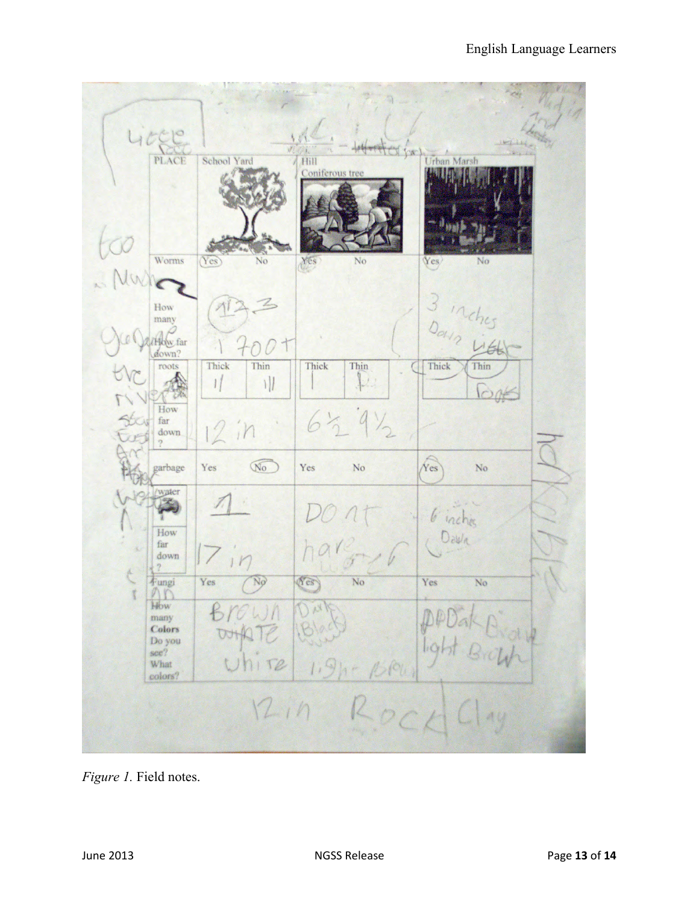| PLACE | School Yard | Hill Coniferous tree | Urban Marsh |
|---|---|---|---|
| Worms | Yes | Yes | Yes |
| How many | 1 2 3 | | 3 inches Down |
| How far down? | 1700 ft | | |
| roots (Thick / Thin) | Thick: 11 / Thin: 111 | Thick: 1 / Thin: | Thick / Thin: roots |
| How far down? | 12 in | 6½ 9½ | |
| garbage | No | | Yes |
| water | 1 | Dont have water | 6 inches Down |
| How far down? | 17 in | | |
| Fungi | No | Yes | |
| How many Colors Do you see? What colors? | Brown White white | Dark Black light Brown | Dark Brown light Brown |

12 in Rock Clay

*Figure 1.* Field notes.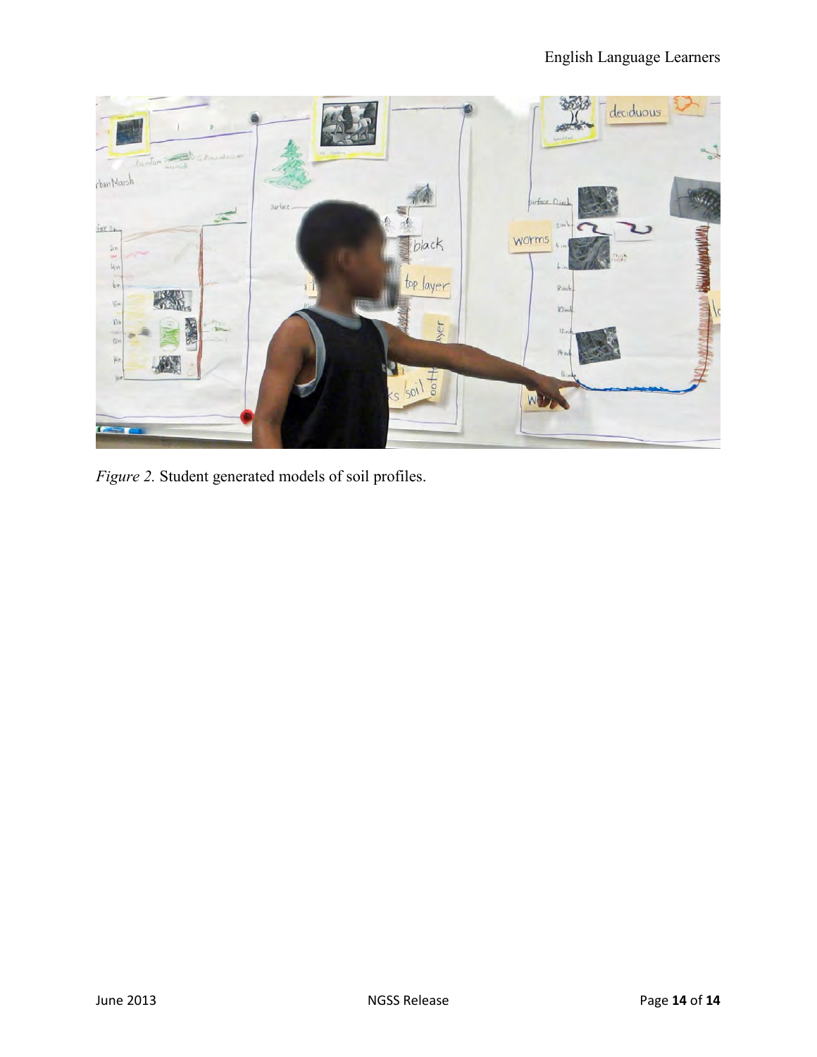*Figure 2.* Student generated models of soil profiles.